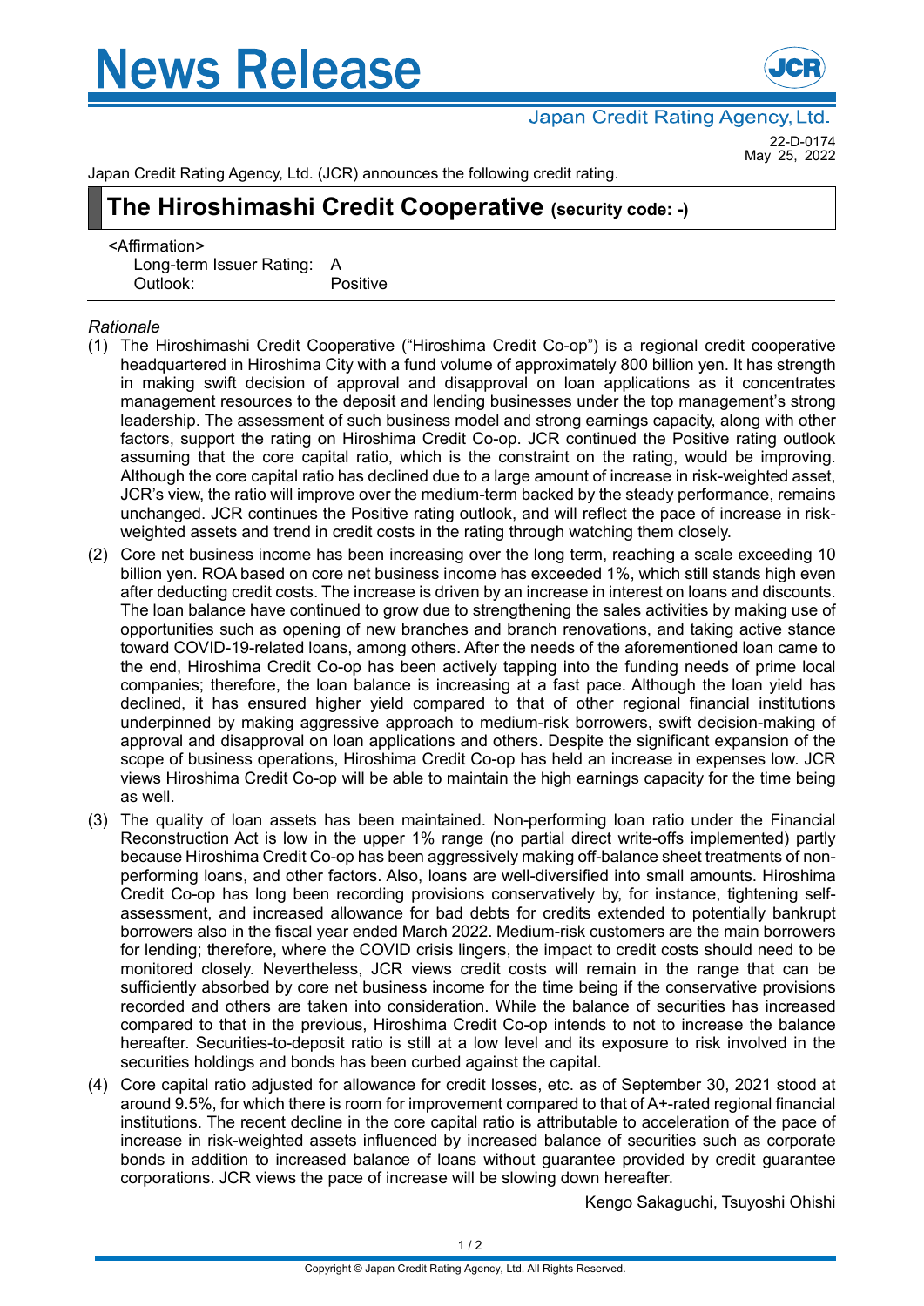# News Release

Japan Credit Rating Agency, Ltd.

22-D-0174
May 25, 2022

Japan Credit Rating Agency, Ltd. (JCR) announces the following credit rating.

## The Hiroshimashi Credit Cooperative (security code: -)

<Affirmation>

| | |
|---|---|
| Long-term Issuer Rating: | A |
| Outlook: | Positive |

*Rationale*

(1) The Hiroshimashi Credit Cooperative ("Hiroshima Credit Co-op") is a regional credit cooperative headquartered in Hiroshima City with a fund volume of approximately 800 billion yen. It has strength in making swift decision of approval and disapproval on loan applications as it concentrates management resources to the deposit and lending businesses under the top management's strong leadership. The assessment of such business model and strong earnings capacity, along with other factors, support the rating on Hiroshima Credit Co-op. JCR continued the Positive rating outlook assuming that the core capital ratio, which is the constraint on the rating, would be improving. Although the core capital ratio has declined due to a large amount of increase in risk-weighted asset, JCR's view, the ratio will improve over the medium-term backed by the steady performance, remains unchanged. JCR continues the Positive rating outlook, and will reflect the pace of increase in risk-weighted assets and trend in credit costs in the rating through watching them closely.

(2) Core net business income has been increasing over the long term, reaching a scale exceeding 10 billion yen. ROA based on core net business income has exceeded 1%, which still stands high even after deducting credit costs. The increase is driven by an increase in interest on loans and discounts. The loan balance have continued to grow due to strengthening the sales activities by making use of opportunities such as opening of new branches and branch renovations, and taking active stance toward COVID-19-related loans, among others. After the needs of the aforementioned loan came to the end, Hiroshima Credit Co-op has been actively tapping into the funding needs of prime local companies; therefore, the loan balance is increasing at a fast pace. Although the loan yield has declined, it has ensured higher yield compared to that of other regional financial institutions underpinned by making aggressive approach to medium-risk borrowers, swift decision-making of approval and disapproval on loan applications and others. Despite the significant expansion of the scope of business operations, Hiroshima Credit Co-op has held an increase in expenses low. JCR views Hiroshima Credit Co-op will be able to maintain the high earnings capacity for the time being as well.

(3) The quality of loan assets has been maintained. Non-performing loan ratio under the Financial Reconstruction Act is low in the upper 1% range (no partial direct write-offs implemented) partly because Hiroshima Credit Co-op has been aggressively making off-balance sheet treatments of non-performing loans, and other factors. Also, loans are well-diversified into small amounts. Hiroshima Credit Co-op has long been recording provisions conservatively by, for instance, tightening self-assessment, and increased allowance for bad debts for credits extended to potentially bankrupt borrowers also in the fiscal year ended March 2022. Medium-risk customers are the main borrowers for lending; therefore, where the COVID crisis lingers, the impact to credit costs should need to be monitored closely. Nevertheless, JCR views credit costs will remain in the range that can be sufficiently absorbed by core net business income for the time being if the conservative provisions recorded and others are taken into consideration. While the balance of securities has increased compared to that in the previous, Hiroshima Credit Co-op intends to not to increase the balance hereafter. Securities-to-deposit ratio is still at a low level and its exposure to risk involved in the securities holdings and bonds has been curbed against the capital.

(4) Core capital ratio adjusted for allowance for credit losses, etc. as of September 30, 2021 stood at around 9.5%, for which there is room for improvement compared to that of A+-rated regional financial institutions. The recent decline in the core capital ratio is attributable to acceleration of the pace of increase in risk-weighted assets influenced by increased balance of securities such as corporate bonds in addition to increased balance of loans without guarantee provided by credit guarantee corporations. JCR views the pace of increase will be slowing down hereafter.

Kengo Sakaguchi, Tsuyoshi Ohishi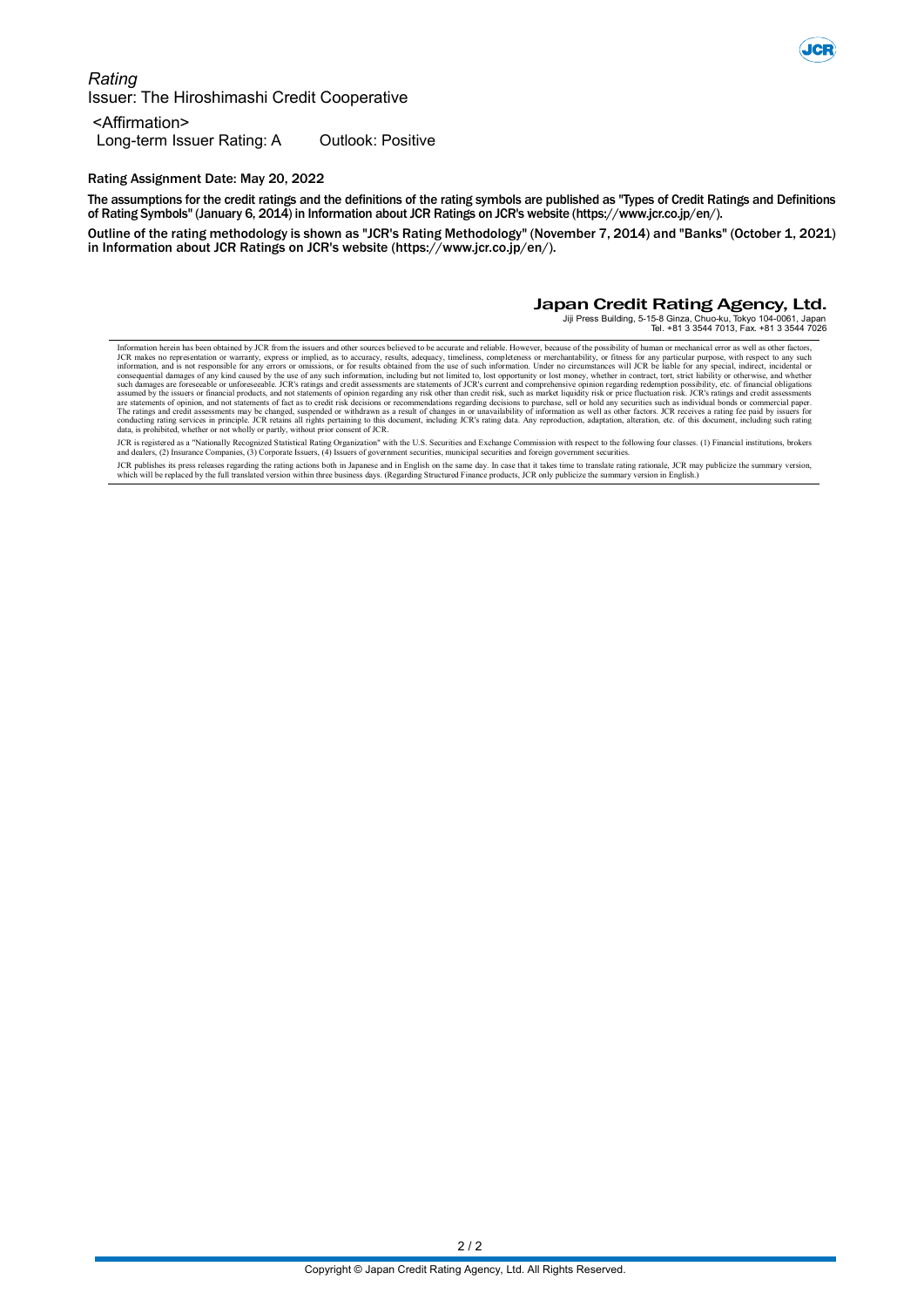*Rating*

Issuer: The Hiroshimashi Credit Cooperative

<Affirmation>

Long-term Issuer Rating: A Outlook: Positive

Rating Assignment Date: May 20, 2022

The assumptions for the credit ratings and the definitions of the rating symbols are published as "Types of Credit Ratings and Definitions of Rating Symbols" (January 6, 2014) in Information about JCR Ratings on JCR's website (https://www.jcr.co.jp/en/).

Outline of the rating methodology is shown as "JCR's Rating Methodology" (November 7, 2014) and "Banks" (October 1, 2021) in Information about JCR Ratings on JCR's website (https://www.jcr.co.jp/en/).

**Japan Credit Rating Agency, Ltd.**

Jiji Press Building, 5-15-8 Ginza, Chuo-ku, Tokyo 104-0061, Japan
Tel. +81 3 3544 7013, Fax. +81 3 3544 7026

Information herein has been obtained by JCR from the issuers and other sources believed to be accurate and reliable. However, because of the possibility of human or mechanical error as well as other factors, JCR makes no representation or warranty, express or implied, as to accuracy, results, adequacy, timeliness, completeness or merchantability, or fitness for any particular purpose, with respect to any such information, and is not responsible for any errors or omissions, or for results obtained from the use of such information. Under no circumstances will JCR be liable for any special, indirect, incidental or consequential damages of any kind caused by the use of any such information, including but not limited to, lost opportunity or lost money, whether in contract, tort, strict liability or otherwise, and whether such damages are foreseeable or unforeseeable. JCR's ratings and credit assessments are statements of JCR's current and comprehensive opinion regarding redemption possibility, etc. of financial obligations assumed by the issuers or financial products, and not statements of opinion regarding any risk other than credit risk, such as market liquidity risk or price fluctuation risk. JCR's ratings and credit assessments are statements of opinion, and not statements of fact as to credit risk decisions or recommendations regarding decisions to purchase, sell or hold any securities such as individual bonds or commercial paper. The ratings and credit assessments may be changed, suspended or withdrawn as a result of changes in or unavailability of information as well as other factors. JCR receives a rating fee paid by issuers for conducting rating services in principle. JCR retains all rights pertaining to this document, including JCR's rating data. Any reproduction, adaptation, alteration, etc. of this document, including such rating data, is prohibited, whether or not wholly or partly, without prior consent of JCR.

JCR is registered as a "Nationally Recognized Statistical Rating Organization" with the U.S. Securities and Exchange Commission with respect to the following four classes. (1) Financial institutions, brokers and dealers, (2) Insurance Companies, (3) Corporate Issuers, (4) Issuers of government securities, municipal securities and foreign government securities.

JCR publishes its press releases regarding the rating actions both in Japanese and in English on the same day. In case that it takes time to translate rating rationale, JCR may publicize the summary version, which will be replaced by the full translated version within three business days. (Regarding Structured Finance products, JCR only publicize the summary version in English.)

Copyright © Japan Credit Rating Agency, Ltd. All Rights Reserved.